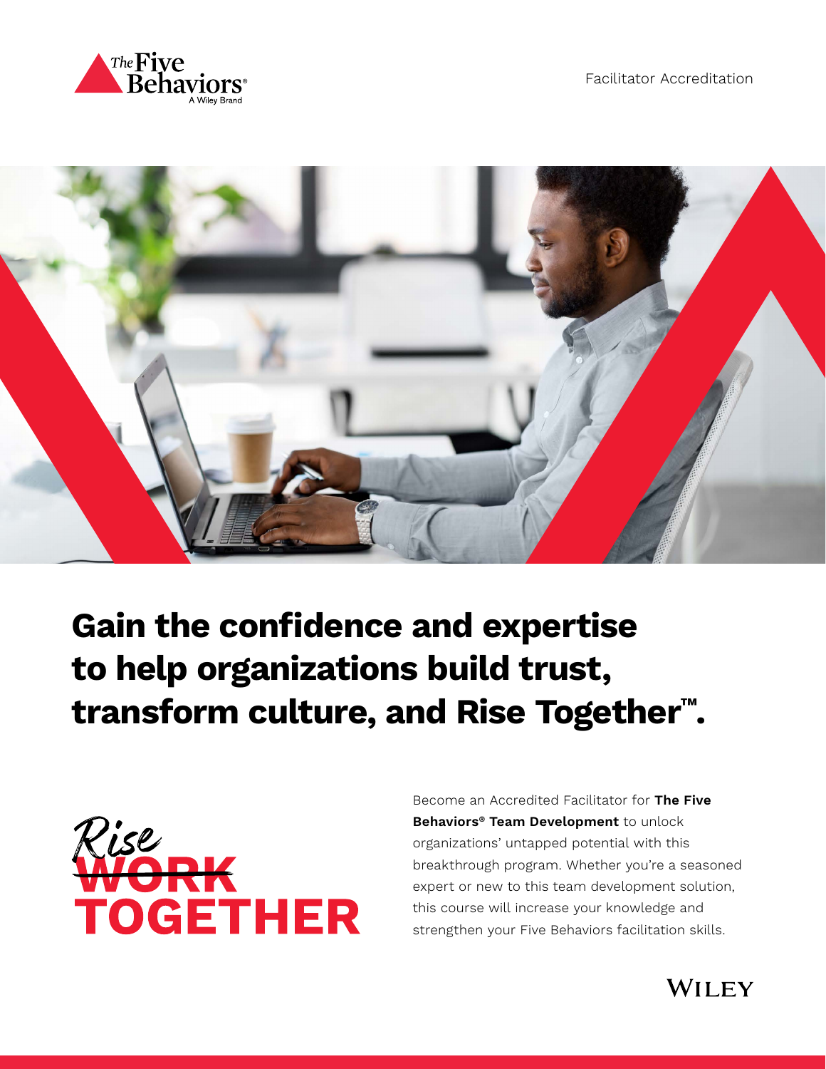Facilitator Accreditation

# Gain the confidence and expertise to help organizations build trust, transform culture, and Rise Together™.

*Rise* ~~WORK~~ TOGETHER

Become an Accredited Facilitator for **The Five Behaviors® Team Development** to unlock organizations' untapped potential with this breakthrough program. Whether you're a seasoned expert or new to this team development solution, this course will increase your knowledge and strengthen your Five Behaviors facilitation skills.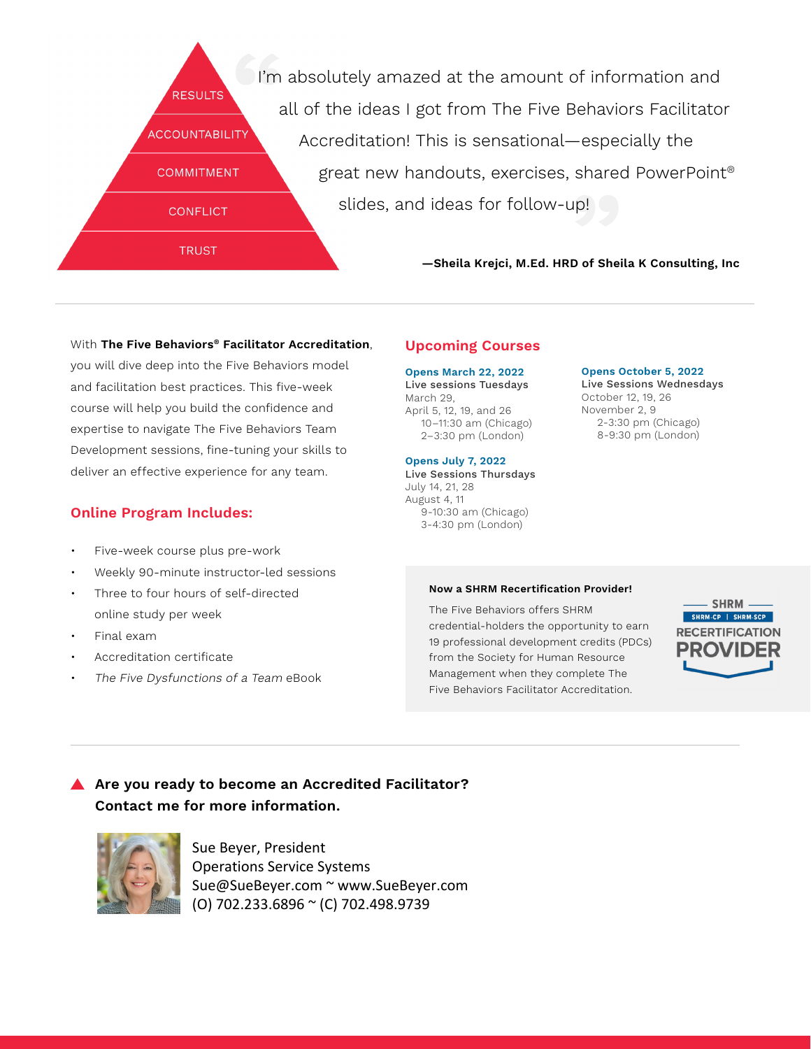RESULTS
ACCOUNTABILITY
COMMITMENT
CONFLICT
TRUST

"I'm absolutely amazed at the amount of information and all of the ideas I got from The Five Behaviors Facilitator Accreditation! This is sensational—especially the great new handouts, exercises, shared PowerPoint® slides, and ideas for follow-up!"

**—Sheila Krejci, M.Ed. HRD of Sheila K Consulting, Inc**

---

With **The Five Behaviors® Facilitator Accreditation**, you will dive deep into the Five Behaviors model and facilitation best practices. This five-week course will help you build the confidence and expertise to navigate The Five Behaviors Team Development sessions, fine-tuning your skills to deliver an effective experience for any team.

## Online Program Includes:

- Five-week course plus pre-work
- Weekly 90-minute instructor-led sessions
- Three to four hours of self-directed online study per week
- Final exam
- Accreditation certificate
- *The Five Dysfunctions of a Team* eBook

## Upcoming Courses

**Opens March 22, 2022**
**Live sessions Tuesdays**
March 29,
April 5, 12, 19, and 26
10–11:30 am (Chicago)
2–3:30 pm (London)

**Opens July 7, 2022**
**Live Sessions Thursdays**
July 14, 21, 28
August 4, 11
9-10:30 am (Chicago)
3-4:30 pm (London)

**Opens October 5, 2022**
**Live Sessions Wednesdays**
October 12, 19, 26
November 2, 9
2-3:30 pm (Chicago)
8-9:30 pm (London)

**Now a SHRM Recertification Provider!**

The Five Behaviors offers SHRM credential-holders the opportunity to earn 19 professional development credits (PDCs) from the Society for Human Resource Management when they complete The Five Behaviors Facilitator Accreditation.

SHRM
SHRM-CP | SHRM-SCP
RECERTIFICATION
PROVIDER

---

**Are you ready to become an Accredited Facilitator?**
**Contact me for more information.**

Sue Beyer, President
Operations Service Systems
Sue@SueBeyer.com ~ www.SueBeyer.com
(O) 702.233.6896 ~ (C) 702.498.9739